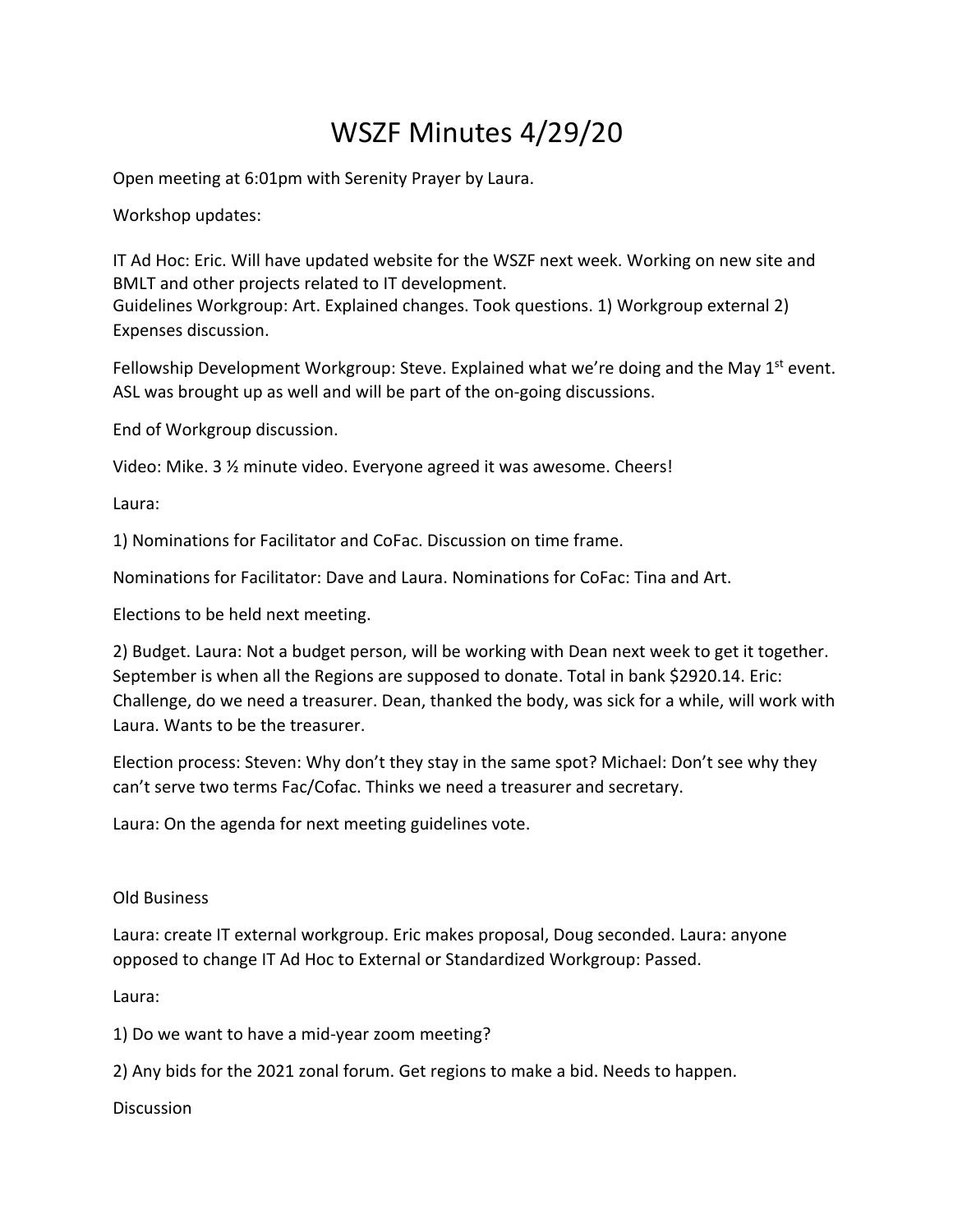# WSZF Minutes 4/29/20

Open meeting at 6:01pm with Serenity Prayer by Laura.

Workshop updates:

IT Ad Hoc: Eric. Will have updated website for the WSZF next week. Working on new site and BMLT and other projects related to IT development.
Guidelines Workgroup: Art. Explained changes. Took questions. 1) Workgroup external 2) Expenses discussion.

Fellowship Development Workgroup: Steve. Explained what we're doing and the May 1st event. ASL was brought up as well and will be part of the on-going discussions.

End of Workgroup discussion.

Video: Mike. 3 ½ minute video. Everyone agreed it was awesome. Cheers!

Laura:

1) Nominations for Facilitator and CoFac. Discussion on time frame.

Nominations for Facilitator: Dave and Laura. Nominations for CoFac: Tina and Art.

Elections to be held next meeting.

2) Budget. Laura: Not a budget person, will be working with Dean next week to get it together. September is when all the Regions are supposed to donate. Total in bank $2920.14. Eric: Challenge, do we need a treasurer. Dean, thanked the body, was sick for a while, will work with Laura. Wants to be the treasurer.

Election process: Steven: Why don't they stay in the same spot? Michael: Don't see why they can't serve two terms Fac/Cofac. Thinks we need a treasurer and secretary.

Laura: On the agenda for next meeting guidelines vote.

Old Business

Laura: create IT external workgroup. Eric makes proposal, Doug seconded. Laura: anyone opposed to change IT Ad Hoc to External or Standardized Workgroup: Passed.

Laura:

1) Do we want to have a mid-year zoom meeting?

2) Any bids for the 2021 zonal forum. Get regions to make a bid. Needs to happen.

Discussion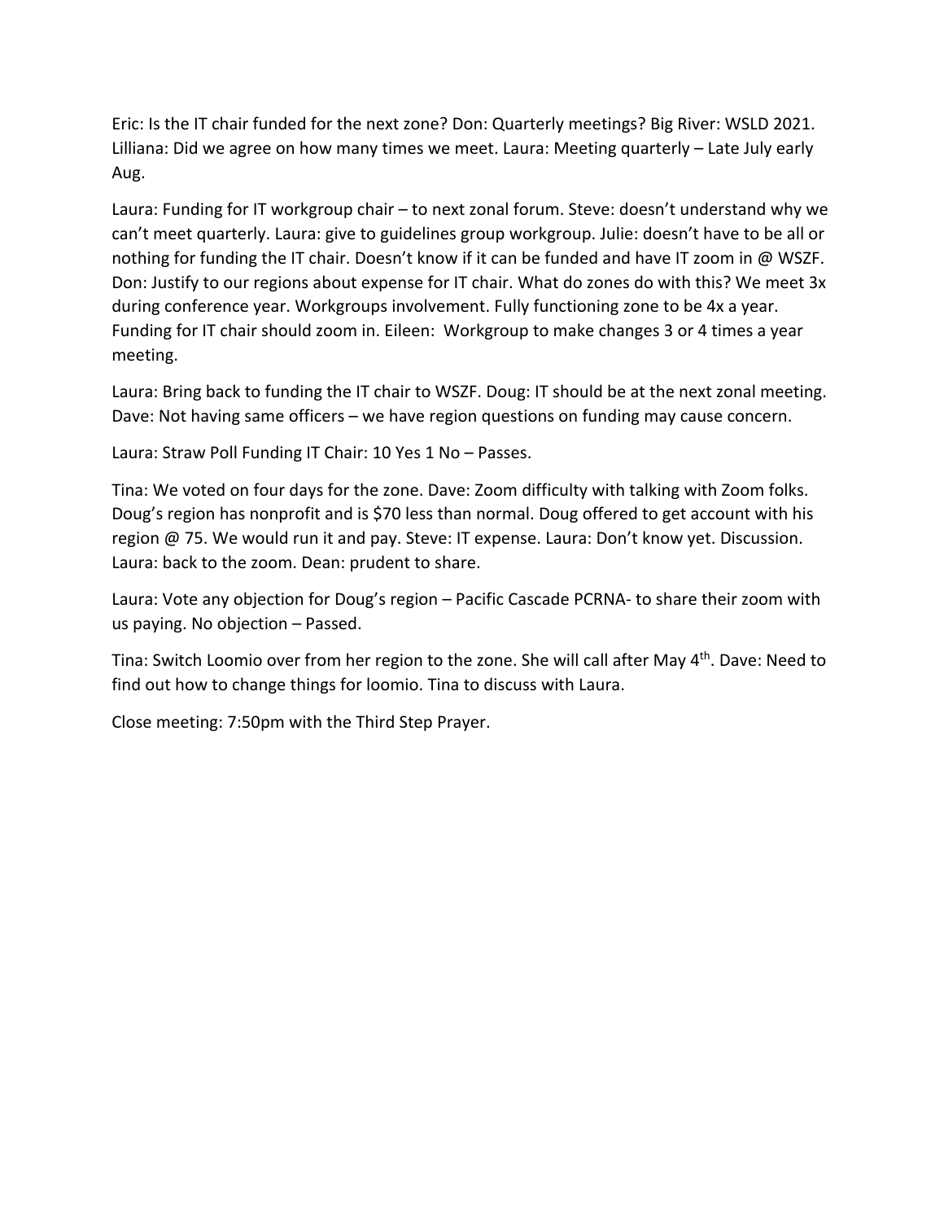Eric: Is the IT chair funded for the next zone? Don: Quarterly meetings? Big River: WSLD 2021. Lilliana: Did we agree on how many times we meet. Laura: Meeting quarterly – Late July early Aug.

Laura: Funding for IT workgroup chair – to next zonal forum. Steve: doesn't understand why we can't meet quarterly. Laura: give to guidelines group workgroup. Julie: doesn't have to be all or nothing for funding the IT chair. Doesn't know if it can be funded and have IT zoom in @ WSZF. Don: Justify to our regions about expense for IT chair. What do zones do with this? We meet 3x during conference year. Workgroups involvement. Fully functioning zone to be 4x a year. Funding for IT chair should zoom in. Eileen: Workgroup to make changes 3 or 4 times a year meeting.

Laura: Bring back to funding the IT chair to WSZF. Doug: IT should be at the next zonal meeting. Dave: Not having same officers – we have region questions on funding may cause concern.

Laura: Straw Poll Funding IT Chair: 10 Yes 1 No – Passes.

Tina: We voted on four days for the zone. Dave: Zoom difficulty with talking with Zoom folks. Doug's region has nonprofit and is $70 less than normal. Doug offered to get account with his region @ 75. We would run it and pay. Steve: IT expense. Laura: Don't know yet. Discussion. Laura: back to the zoom. Dean: prudent to share.

Laura: Vote any objection for Doug's region – Pacific Cascade PCRNA- to share their zoom with us paying. No objection – Passed.

Tina: Switch Loomio over from her region to the zone. She will call after May 4th. Dave: Need to find out how to change things for loomio. Tina to discuss with Laura.

Close meeting: 7:50pm with the Third Step Prayer.